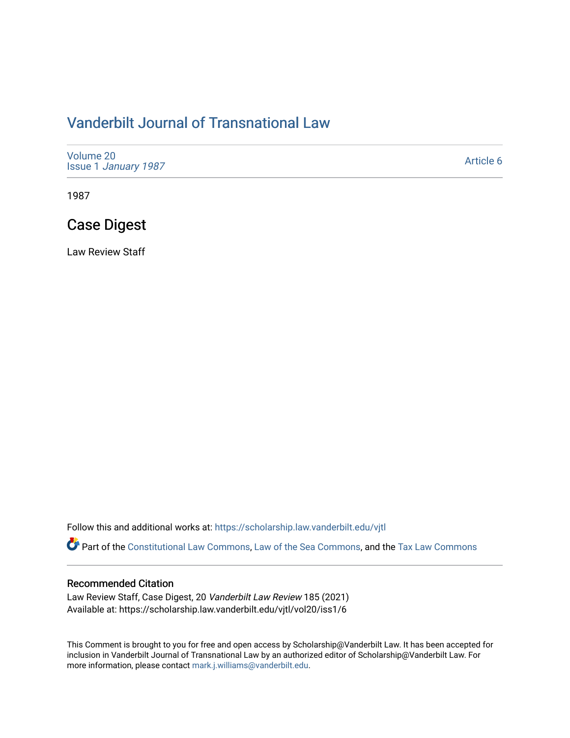# Vanderbilt Journal of Transnational Law

Volume 20
Issue 1 *January 1987*

Article 6

1987

## Case Digest

Law Review Staff

Follow this and additional works at: https://scholarship.law.vanderbilt.edu/vjtl

Part of the Constitutional Law Commons, Law of the Sea Commons, and the Tax Law Commons

### Recommended Citation

Law Review Staff, Case Digest, 20 *Vanderbilt Law Review* 185 (2021)
Available at: https://scholarship.law.vanderbilt.edu/vjtl/vol20/iss1/6

This Comment is brought to you for free and open access by Scholarship@Vanderbilt Law. It has been accepted for inclusion in Vanderbilt Journal of Transnational Law by an authorized editor of Scholarship@Vanderbilt Law. For more information, please contact mark.j.williams@vanderbilt.edu.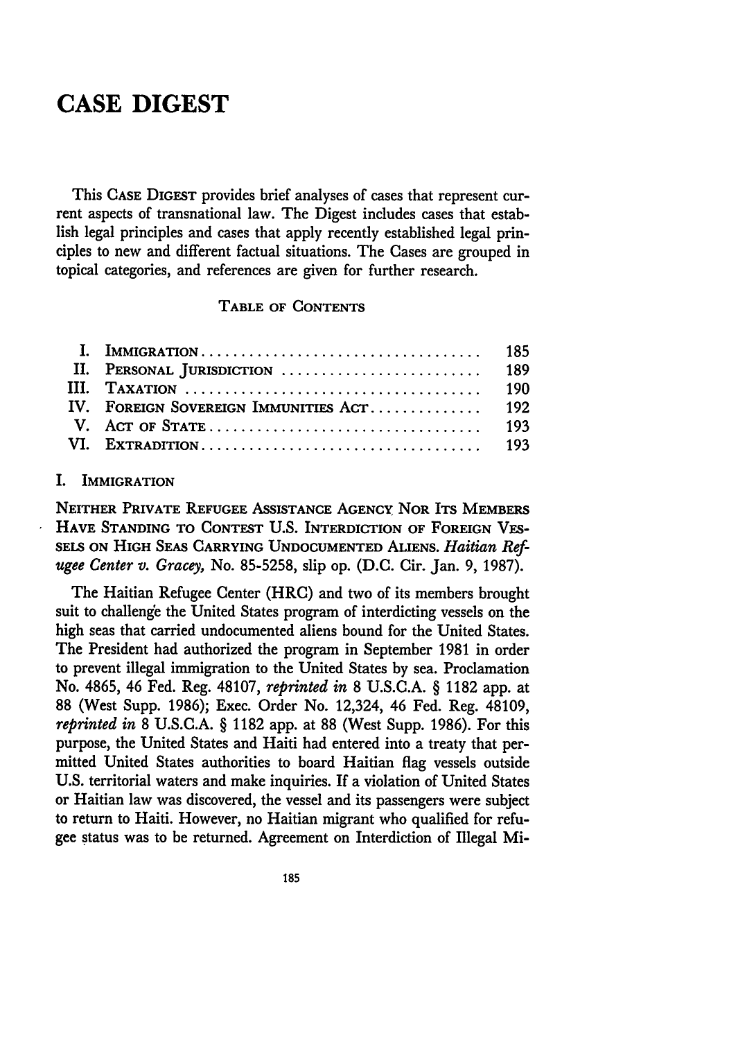# CASE DIGEST

This CASE DIGEST provides brief analyses of cases that represent current aspects of transnational law. The Digest includes cases that establish legal principles and cases that apply recently established legal principles to new and different factual situations. The Cases are grouped in topical categories, and references are given for further research.

## TABLE OF CONTENTS

| | | |
|---|---|---|
| I. | IMMIGRATION | 185 |
| II. | PERSONAL JURISDICTION | 189 |
| III. | TAXATION | 190 |
| IV. | FOREIGN SOVEREIGN IMMUNITIES ACT | 192 |
| V. | ACT OF STATE | 193 |
| VI. | EXTRADITION | 193 |

## I. IMMIGRATION

NEITHER PRIVATE REFUGEE ASSISTANCE AGENCY NOR ITS MEMBERS HAVE STANDING TO CONTEST U.S. INTERDICTION OF FOREIGN VESSELS ON HIGH SEAS CARRYING UNDOCUMENTED ALIENS. *Haitian Refugee Center v. Gracey*, No. 85-5258, slip op. (D.C. Cir. Jan. 9, 1987).

The Haitian Refugee Center (HRC) and two of its members brought suit to challenge the United States program of interdicting vessels on the high seas that carried undocumented aliens bound for the United States. The President had authorized the program in September 1981 in order to prevent illegal immigration to the United States by sea. Proclamation No. 4865, 46 Fed. Reg. 48107, *reprinted in* 8 U.S.C.A. § 1182 app. at 88 (West Supp. 1986); Exec. Order No. 12,324, 46 Fed. Reg. 48109, *reprinted in* 8 U.S.C.A. § 1182 app. at 88 (West Supp. 1986). For this purpose, the United States and Haiti had entered into a treaty that permitted United States authorities to board Haitian flag vessels outside U.S. territorial waters and make inquiries. If a violation of United States or Haitian law was discovered, the vessel and its passengers were subject to return to Haiti. However, no Haitian migrant who qualified for refugee status was to be returned. Agreement on Interdiction of Illegal Mi-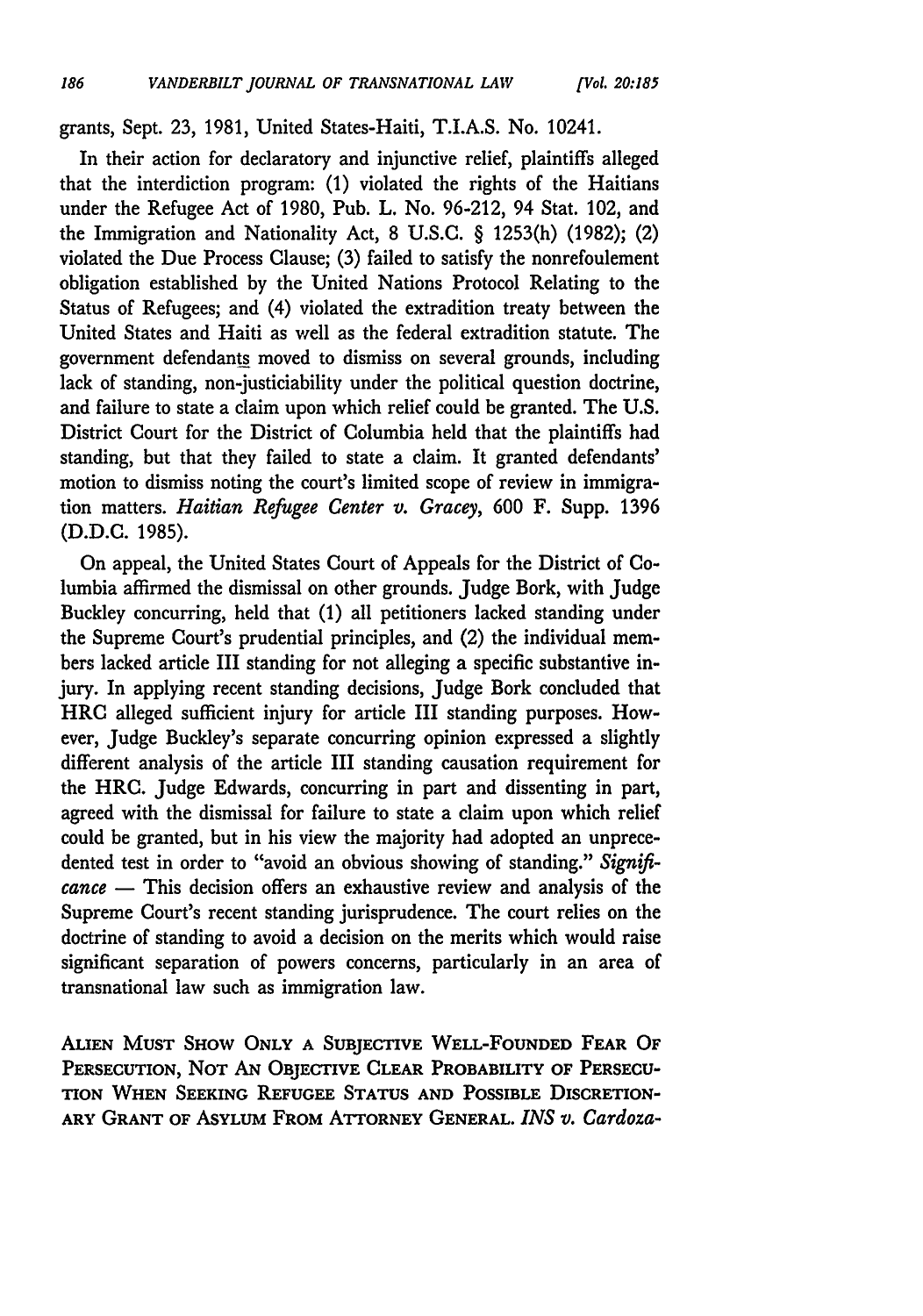grants, Sept. 23, 1981, United States-Haiti, T.I.A.S. No. 10241.

In their action for declaratory and injunctive relief, plaintiffs alleged that the interdiction program: (1) violated the rights of the Haitians under the Refugee Act of 1980, Pub. L. No. 96-212, 94 Stat. 102, and the Immigration and Nationality Act, 8 U.S.C. § 1253(h) (1982); (2) violated the Due Process Clause; (3) failed to satisfy the nonrefoulement obligation established by the United Nations Protocol Relating to the Status of Refugees; and (4) violated the extradition treaty between the United States and Haiti as well as the federal extradition statute. The government defendants moved to dismiss on several grounds, including lack of standing, non-justiciability under the political question doctrine, and failure to state a claim upon which relief could be granted. The U.S. District Court for the District of Columbia held that the plaintiffs had standing, but that they failed to state a claim. It granted defendants' motion to dismiss noting the court's limited scope of review in immigration matters. *Haitian Refugee Center v. Gracey*, 600 F. Supp. 1396 (D.D.C. 1985).

On appeal, the United States Court of Appeals for the District of Columbia affirmed the dismissal on other grounds. Judge Bork, with Judge Buckley concurring, held that (1) all petitioners lacked standing under the Supreme Court's prudential principles, and (2) the individual members lacked article III standing for not alleging a specific substantive injury. In applying recent standing decisions, Judge Bork concluded that HRC alleged sufficient injury for article III standing purposes. However, Judge Buckley's separate concurring opinion expressed a slightly different analysis of the article III standing causation requirement for the HRC. Judge Edwards, concurring in part and dissenting in part, agreed with the dismissal for failure to state a claim upon which relief could be granted, but in his view the majority had adopted an unprecedented test in order to "avoid an obvious showing of standing." *Significance* — This decision offers an exhaustive review and analysis of the Supreme Court's recent standing jurisprudence. The court relies on the doctrine of standing to avoid a decision on the merits which would raise significant separation of powers concerns, particularly in an area of transnational law such as immigration law.

ALIEN MUST SHOW ONLY A SUBJECTIVE WELL-FOUNDED FEAR OF PERSECUTION, NOT AN OBJECTIVE CLEAR PROBABILITY OF PERSECUTION WHEN SEEKING REFUGEE STATUS AND POSSIBLE DISCRETIONARY GRANT OF ASYLUM FROM ATTORNEY GENERAL. *INS v. Cardoza-*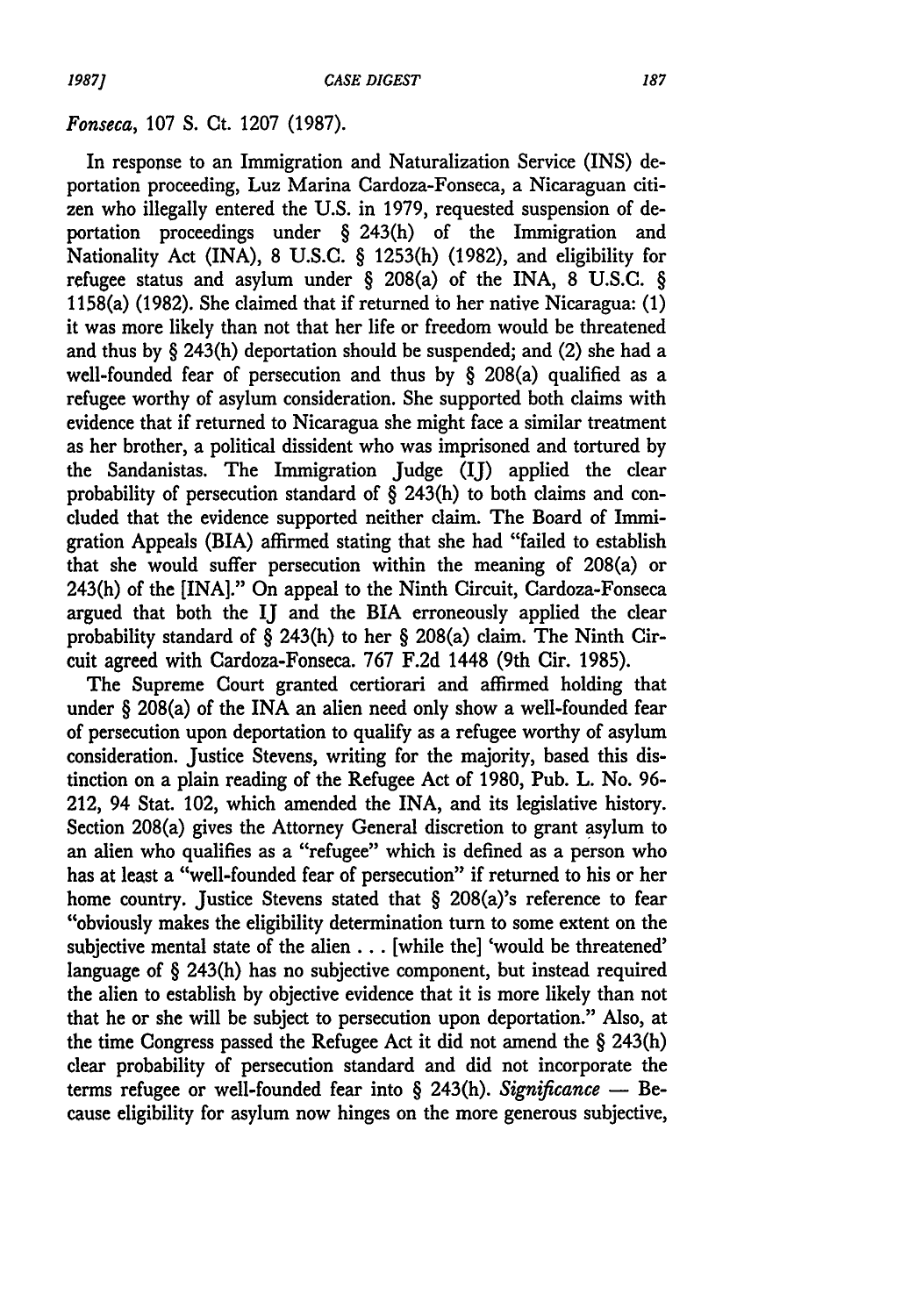*Fonseca*, 107 S. Ct. 1207 (1987).

In response to an Immigration and Naturalization Service (INS) deportation proceeding, Luz Marina Cardoza-Fonseca, a Nicaraguan citizen who illegally entered the U.S. in 1979, requested suspension of deportation proceedings under § 243(h) of the Immigration and Nationality Act (INA), 8 U.S.C. § 1253(h) (1982), and eligibility for refugee status and asylum under § 208(a) of the INA, 8 U.S.C. § 1158(a) (1982). She claimed that if returned to her native Nicaragua: (1) it was more likely than not that her life or freedom would be threatened and thus by § 243(h) deportation should be suspended; and (2) she had a well-founded fear of persecution and thus by § 208(a) qualified as a refugee worthy of asylum consideration. She supported both claims with evidence that if returned to Nicaragua she might face a similar treatment as her brother, a political dissident who was imprisoned and tortured by the Sandanistas. The Immigration Judge (IJ) applied the clear probability of persecution standard of § 243(h) to both claims and concluded that the evidence supported neither claim. The Board of Immigration Appeals (BIA) affirmed stating that she had "failed to establish that she would suffer persecution within the meaning of 208(a) or 243(h) of the [INA]." On appeal to the Ninth Circuit, Cardoza-Fonseca argued that both the IJ and the BIA erroneously applied the clear probability standard of § 243(h) to her § 208(a) claim. The Ninth Circuit agreed with Cardoza-Fonseca. 767 F.2d 1448 (9th Cir. 1985).

The Supreme Court granted certiorari and affirmed holding that under § 208(a) of the INA an alien need only show a well-founded fear of persecution upon deportation to qualify as a refugee worthy of asylum consideration. Justice Stevens, writing for the majority, based this distinction on a plain reading of the Refugee Act of 1980, Pub. L. No. 96-212, 94 Stat. 102, which amended the INA, and its legislative history. Section 208(a) gives the Attorney General discretion to grant asylum to an alien who qualifies as a "refugee" which is defined as a person who has at least a "well-founded fear of persecution" if returned to his or her home country. Justice Stevens stated that § 208(a)'s reference to fear "obviously makes the eligibility determination turn to some extent on the subjective mental state of the alien . . . [while the] 'would be threatened' language of § 243(h) has no subjective component, but instead required the alien to establish by objective evidence that it is more likely than not that he or she will be subject to persecution upon deportation." Also, at the time Congress passed the Refugee Act it did not amend the § 243(h) clear probability of persecution standard and did not incorporate the terms refugee or well-founded fear into § 243(h). *Significance* — Because eligibility for asylum now hinges on the more generous subjective,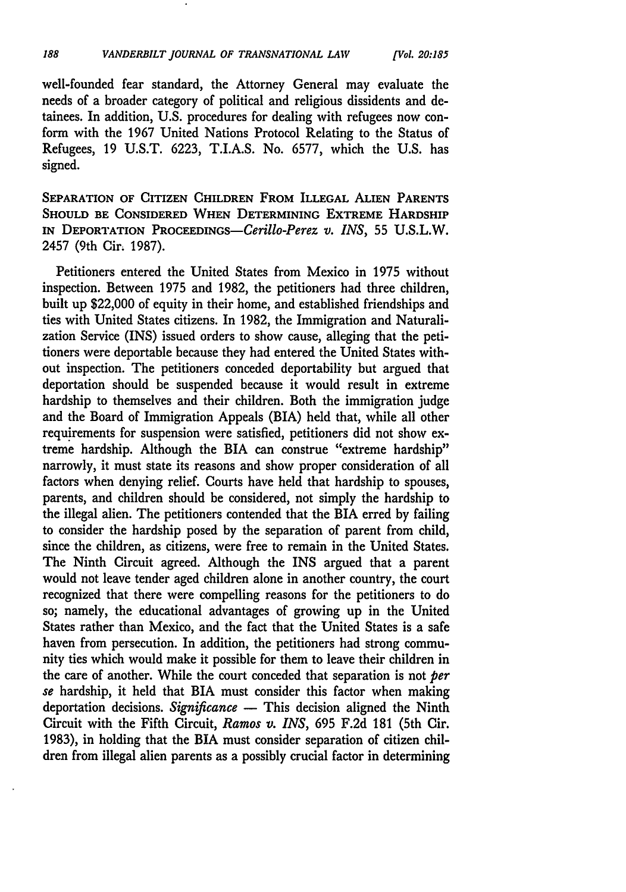well-founded fear standard, the Attorney General may evaluate the needs of a broader category of political and religious dissidents and detainees. In addition, U.S. procedures for dealing with refugees now conform with the 1967 United Nations Protocol Relating to the Status of Refugees, 19 U.S.T. 6223, T.I.A.S. No. 6577, which the U.S. has signed.

SEPARATION OF CITIZEN CHILDREN FROM ILLEGAL ALIEN PARENTS SHOULD BE CONSIDERED WHEN DETERMINING EXTREME HARDSHIP IN DEPORTATION PROCEEDINGS—*Cerillo-Perez v. INS*, 55 U.S.L.W. 2457 (9th Cir. 1987).

Petitioners entered the United States from Mexico in 1975 without inspection. Between 1975 and 1982, the petitioners had three children, built up $22,000 of equity in their home, and established friendships and ties with United States citizens. In 1982, the Immigration and Naturalization Service (INS) issued orders to show cause, alleging that the petitioners were deportable because they had entered the United States without inspection. The petitioners conceded deportability but argued that deportation should be suspended because it would result in extreme hardship to themselves and their children. Both the immigration judge and the Board of Immigration Appeals (BIA) held that, while all other requirements for suspension were satisfied, petitioners did not show extreme hardship. Although the BIA can construe "extreme hardship" narrowly, it must state its reasons and show proper consideration of all factors when denying relief. Courts have held that hardship to spouses, parents, and children should be considered, not simply the hardship to the illegal alien. The petitioners contended that the BIA erred by failing to consider the hardship posed by the separation of parent from child, since the children, as citizens, were free to remain in the United States. The Ninth Circuit agreed. Although the INS argued that a parent would not leave tender aged children alone in another country, the court recognized that there were compelling reasons for the petitioners to do so; namely, the educational advantages of growing up in the United States rather than Mexico, and the fact that the United States is a safe haven from persecution. In addition, the petitioners had strong community ties which would make it possible for them to leave their children in the care of another. While the court conceded that separation is not *per se* hardship, it held that BIA must consider this factor when making deportation decisions. *Significance* — This decision aligned the Ninth Circuit with the Fifth Circuit, *Ramos v. INS*, 695 F.2d 181 (5th Cir. 1983), in holding that the BIA must consider separation of citizen children from illegal alien parents as a possibly crucial factor in determining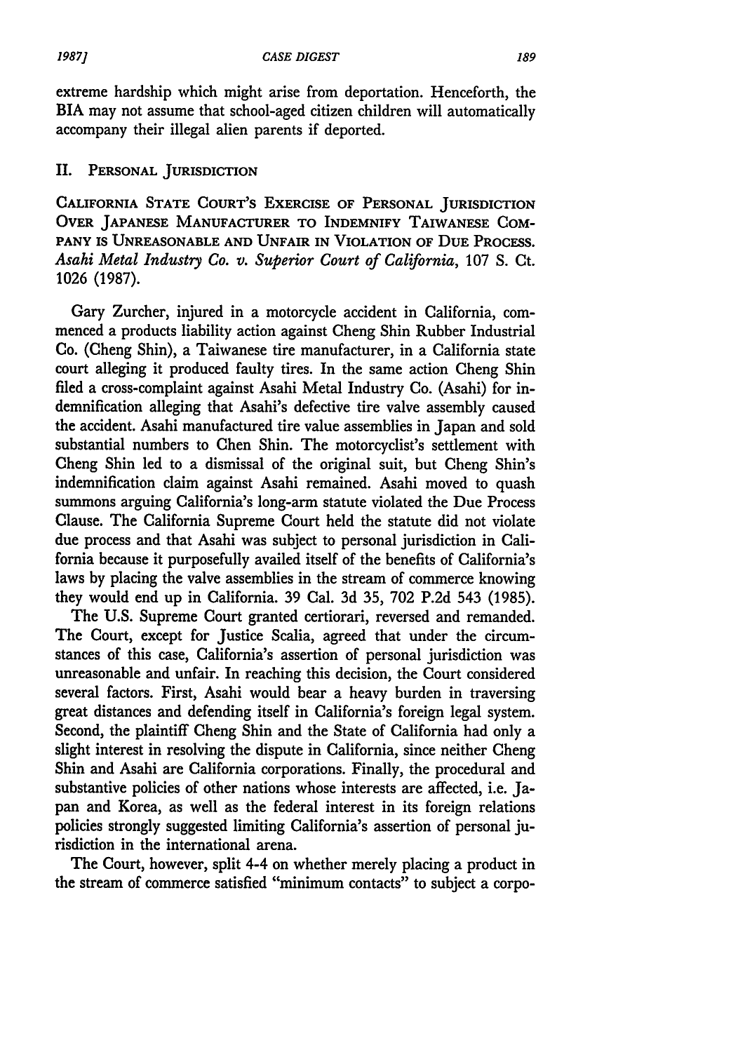extreme hardship which might arise from deportation. Henceforth, the BIA may not assume that school-aged citizen children will automatically accompany their illegal alien parents if deported.

## II. Personal Jurisdiction

**California State Court's Exercise of Personal Jurisdiction Over Japanese Manufacturer to Indemnify Taiwanese Company is Unreasonable and Unfair in Violation of Due Process.** *Asahi Metal Industry Co. v. Superior Court of California*, 107 S. Ct. 1026 (1987).

Gary Zurcher, injured in a motorcycle accident in California, commenced a products liability action against Cheng Shin Rubber Industrial Co. (Cheng Shin), a Taiwanese tire manufacturer, in a California state court alleging it produced faulty tires. In the same action Cheng Shin filed a cross-complaint against Asahi Metal Industry Co. (Asahi) for indemnification alleging that Asahi's defective tire valve assembly caused the accident. Asahi manufactured tire value assemblies in Japan and sold substantial numbers to Chen Shin. The motorcyclist's settlement with Cheng Shin led to a dismissal of the original suit, but Cheng Shin's indemnification claim against Asahi remained. Asahi moved to quash summons arguing California's long-arm statute violated the Due Process Clause. The California Supreme Court held the statute did not violate due process and that Asahi was subject to personal jurisdiction in California because it purposefully availed itself of the benefits of California's laws by placing the valve assemblies in the stream of commerce knowing they would end up in California. 39 Cal. 3d 35, 702 P.2d 543 (1985).

The U.S. Supreme Court granted certiorari, reversed and remanded. The Court, except for Justice Scalia, agreed that under the circumstances of this case, California's assertion of personal jurisdiction was unreasonable and unfair. In reaching this decision, the Court considered several factors. First, Asahi would bear a heavy burden in traversing great distances and defending itself in California's foreign legal system. Second, the plaintiff Cheng Shin and the State of California had only a slight interest in resolving the dispute in California, since neither Cheng Shin and Asahi are California corporations. Finally, the procedural and substantive policies of other nations whose interests are affected, i.e. Japan and Korea, as well as the federal interest in its foreign relations policies strongly suggested limiting California's assertion of personal jurisdiction in the international arena.

The Court, however, split 4-4 on whether merely placing a product in the stream of commerce satisfied "minimum contacts" to subject a corpo-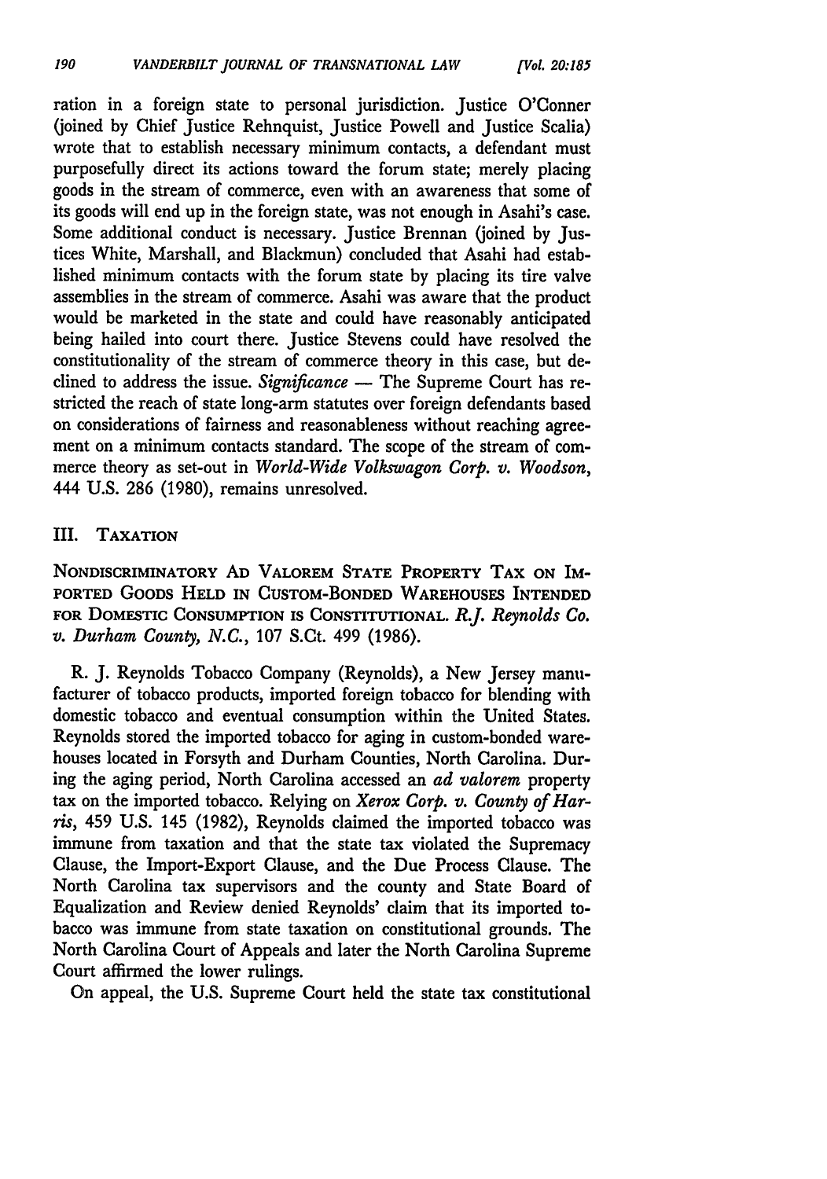ration in a foreign state to personal jurisdiction. Justice O'Conner (joined by Chief Justice Rehnquist, Justice Powell and Justice Scalia) wrote that to establish necessary minimum contacts, a defendant must purposefully direct its actions toward the forum state; merely placing goods in the stream of commerce, even with an awareness that some of its goods will end up in the foreign state, was not enough in Asahi's case. Some additional conduct is necessary. Justice Brennan (joined by Justices White, Marshall, and Blackmun) concluded that Asahi had established minimum contacts with the forum state by placing its tire valve assemblies in the stream of commerce. Asahi was aware that the product would be marketed in the state and could have reasonably anticipated being hailed into court there. Justice Stevens could have resolved the constitutionality of the stream of commerce theory in this case, but declined to address the issue. *Significance* — The Supreme Court has restricted the reach of state long-arm statutes over foreign defendants based on considerations of fairness and reasonableness without reaching agreement on a minimum contacts standard. The scope of the stream of commerce theory as set-out in *World-Wide Volkswagon Corp. v. Woodson*, 444 U.S. 286 (1980), remains unresolved.

## III. Taxation

NONDISCRIMINATORY AD VALOREM STATE PROPERTY TAX ON IMPORTED GOODS HELD IN CUSTOM-BONDED WAREHOUSES INTENDED FOR DOMESTIC CONSUMPTION IS CONSTITUTIONAL. *R.J. Reynolds Co. v. Durham County, N.C.*, 107 S.Ct. 499 (1986).

R. J. Reynolds Tobacco Company (Reynolds), a New Jersey manufacturer of tobacco products, imported foreign tobacco for blending with domestic tobacco and eventual consumption within the United States. Reynolds stored the imported tobacco for aging in custom-bonded warehouses located in Forsyth and Durham Counties, North Carolina. During the aging period, North Carolina accessed an *ad valorem* property tax on the imported tobacco. Relying on *Xerox Corp. v. County of Harris*, 459 U.S. 145 (1982), Reynolds claimed the imported tobacco was immune from taxation and that the state tax violated the Supremacy Clause, the Import-Export Clause, and the Due Process Clause. The North Carolina tax supervisors and the county and State Board of Equalization and Review denied Reynolds' claim that its imported tobacco was immune from state taxation on constitutional grounds. The North Carolina Court of Appeals and later the North Carolina Supreme Court affirmed the lower rulings.

On appeal, the U.S. Supreme Court held the state tax constitutional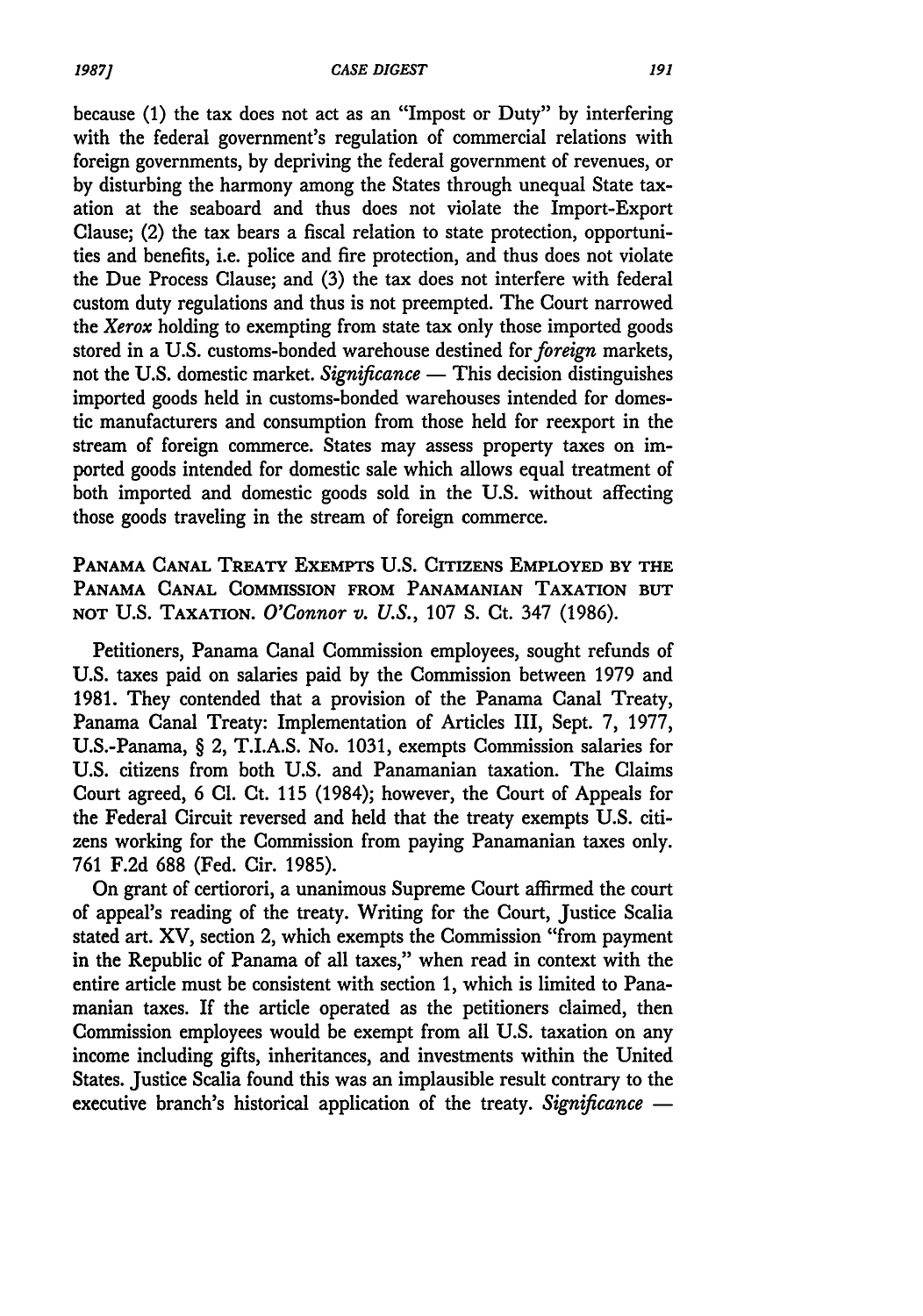because (1) the tax does not act as an "Impost or Duty" by interfering with the federal government's regulation of commercial relations with foreign governments, by depriving the federal government of revenues, or by disturbing the harmony among the States through unequal State taxation at the seaboard and thus does not violate the Import-Export Clause; (2) the tax bears a fiscal relation to state protection, opportunities and benefits, i.e. police and fire protection, and thus does not violate the Due Process Clause; and (3) the tax does not interfere with federal custom duty regulations and thus is not preempted. The Court narrowed the *Xerox* holding to exempting from state tax only those imported goods stored in a U.S. customs-bonded warehouse destined for *foreign* markets, not the U.S. domestic market. *Significance* — This decision distinguishes imported goods held in customs-bonded warehouses intended for domestic manufacturers and consumption from those held for reexport in the stream of foreign commerce. States may assess property taxes on imported goods intended for domestic sale which allows equal treatment of both imported and domestic goods sold in the U.S. without affecting those goods traveling in the stream of foreign commerce.

PANAMA CANAL TREATY EXEMPTS U.S. CITIZENS EMPLOYED BY THE PANAMA CANAL COMMISSION FROM PANAMANIAN TAXATION BUT NOT U.S. TAXATION. *O'Connor v. U.S.*, 107 S. Ct. 347 (1986).

Petitioners, Panama Canal Commission employees, sought refunds of U.S. taxes paid on salaries paid by the Commission between 1979 and 1981. They contended that a provision of the Panama Canal Treaty, Panama Canal Treaty: Implementation of Articles III, Sept. 7, 1977, U.S.-Panama, § 2, T.I.A.S. No. 1031, exempts Commission salaries for U.S. citizens from both U.S. and Panamanian taxation. The Claims Court agreed, 6 Cl. Ct. 115 (1984); however, the Court of Appeals for the Federal Circuit reversed and held that the treaty exempts U.S. citizens working for the Commission from paying Panamanian taxes only. 761 F.2d 688 (Fed. Cir. 1985).

On grant of certiorori, a unanimous Supreme Court affirmed the court of appeal's reading of the treaty. Writing for the Court, Justice Scalia stated art. XV, section 2, which exempts the Commission "from payment in the Republic of Panama of all taxes," when read in context with the entire article must be consistent with section 1, which is limited to Panamanian taxes. If the article operated as the petitioners claimed, then Commission employees would be exempt from all U.S. taxation on any income including gifts, inheritances, and investments within the United States. Justice Scalia found this was an implausible result contrary to the executive branch's historical application of the treaty. *Significance* —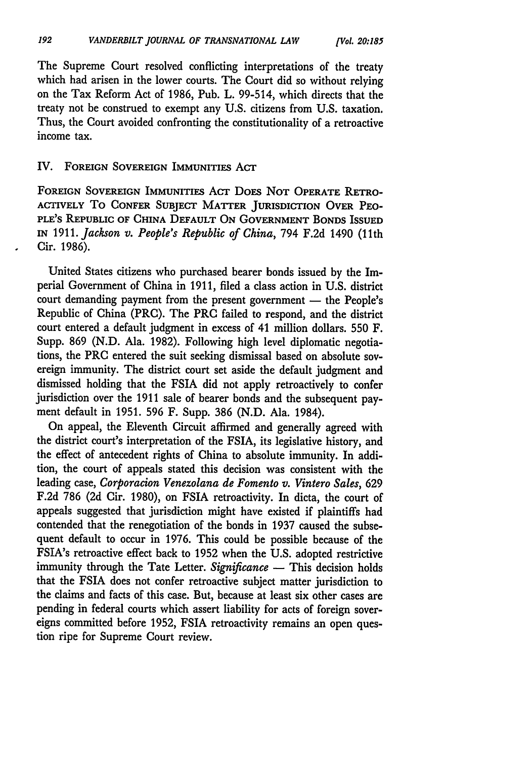The Supreme Court resolved conflicting interpretations of the treaty which had arisen in the lower courts. The Court did so without relying on the Tax Reform Act of 1986, Pub. L. 99-514, which directs that the treaty not be construed to exempt any U.S. citizens from U.S. taxation. Thus, the Court avoided confronting the constitutionality of a retroactive income tax.

## IV. Foreign Sovereign Immunities Act

FOREIGN SOVEREIGN IMMUNITIES ACT DOES NOT OPERATE RETROACTIVELY TO CONFER SUBJECT MATTER JURISDICTION OVER PEOPLE'S REPUBLIC OF CHINA DEFAULT ON GOVERNMENT BONDS ISSUED IN 1911. *Jackson v. People's Republic of China*, 794 F.2d 1490 (11th Cir. 1986).

United States citizens who purchased bearer bonds issued by the Imperial Government of China in 1911, filed a class action in U.S. district court demanding payment from the present government — the People's Republic of China (PRC). The PRC failed to respond, and the district court entered a default judgment in excess of 41 million dollars. 550 F. Supp. 869 (N.D. Ala. 1982). Following high level diplomatic negotiations, the PRC entered the suit seeking dismissal based on absolute sovereign immunity. The district court set aside the default judgment and dismissed holding that the FSIA did not apply retroactively to confer jurisdiction over the 1911 sale of bearer bonds and the subsequent payment default in 1951. 596 F. Supp. 386 (N.D. Ala. 1984).

On appeal, the Eleventh Circuit affirmed and generally agreed with the district court's interpretation of the FSIA, its legislative history, and the effect of antecedent rights of China to absolute immunity. In addition, the court of appeals stated this decision was consistent with the leading case, *Corporacion Venezolana de Fomento v. Vintero Sales*, 629 F.2d 786 (2d Cir. 1980), on FSIA retroactivity. In dicta, the court of appeals suggested that jurisdiction might have existed if plaintiffs had contended that the renegotiation of the bonds in 1937 caused the subsequent default to occur in 1976. This could be possible because of the FSIA's retroactive effect back to 1952 when the U.S. adopted restrictive immunity through the Tate Letter. *Significance* — This decision holds that the FSIA does not confer retroactive subject matter jurisdiction to the claims and facts of this case. But, because at least six other cases are pending in federal courts which assert liability for acts of foreign sovereigns committed before 1952, FSIA retroactivity remains an open question ripe for Supreme Court review.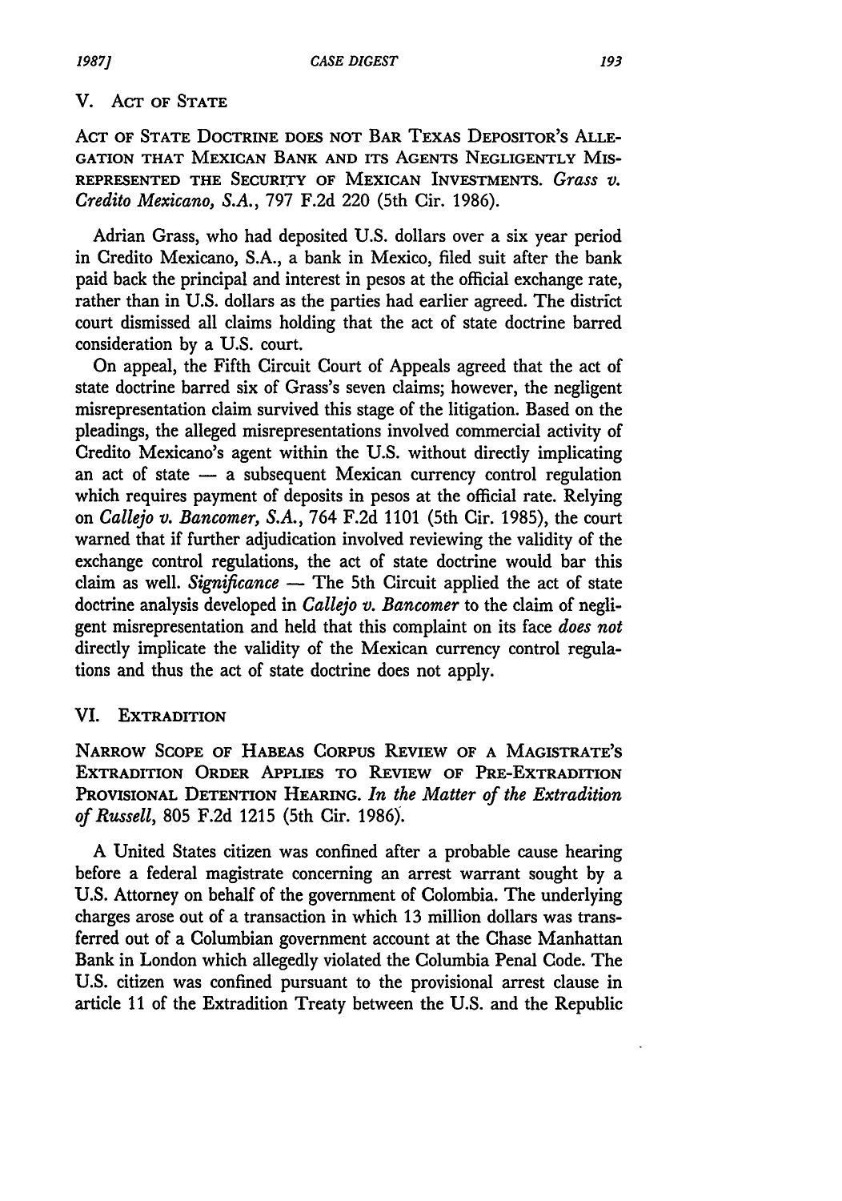## V. ACT OF STATE

**ACT OF STATE DOCTRINE DOES NOT BAR TEXAS DEPOSITOR'S ALLEGATION THAT MEXICAN BANK AND ITS AGENTS NEGLIGENTLY MISREPRESENTED THE SECURITY OF MEXICAN INVESTMENTS.** *Grass v. Credito Mexicano, S.A.*, 797 F.2d 220 (5th Cir. 1986).

Adrian Grass, who had deposited U.S. dollars over a six year period in Credito Mexicano, S.A., a bank in Mexico, filed suit after the bank paid back the principal and interest in pesos at the official exchange rate, rather than in U.S. dollars as the parties had earlier agreed. The district court dismissed all claims holding that the act of state doctrine barred consideration by a U.S. court.

On appeal, the Fifth Circuit Court of Appeals agreed that the act of state doctrine barred six of Grass's seven claims; however, the negligent misrepresentation claim survived this stage of the litigation. Based on the pleadings, the alleged misrepresentations involved commercial activity of Credito Mexicano's agent within the U.S. without directly implicating an act of state — a subsequent Mexican currency control regulation which requires payment of deposits in pesos at the official rate. Relying on *Callejo v. Bancomer, S.A.*, 764 F.2d 1101 (5th Cir. 1985), the court warned that if further adjudication involved reviewing the validity of the exchange control regulations, the act of state doctrine would bar this claim as well. *Significance* — The 5th Circuit applied the act of state doctrine analysis developed in *Callejo v. Bancomer* to the claim of negligent misrepresentation and held that this complaint on its face *does not* directly implicate the validity of the Mexican currency control regulations and thus the act of state doctrine does not apply.

## VI. EXTRADITION

**NARROW SCOPE OF HABEAS CORPUS REVIEW OF A MAGISTRATE'S EXTRADITION ORDER APPLIES TO REVIEW OF PRE-EXTRADITION PROVISIONAL DETENTION HEARING.** *In the Matter of the Extradition of Russell*, 805 F.2d 1215 (5th Cir. 1986).

A United States citizen was confined after a probable cause hearing before a federal magistrate concerning an arrest warrant sought by a U.S. Attorney on behalf of the government of Colombia. The underlying charges arose out of a transaction in which 13 million dollars was transferred out of a Columbian government account at the Chase Manhattan Bank in London which allegedly violated the Columbia Penal Code. The U.S. citizen was confined pursuant to the provisional arrest clause in article 11 of the Extradition Treaty between the U.S. and the Republic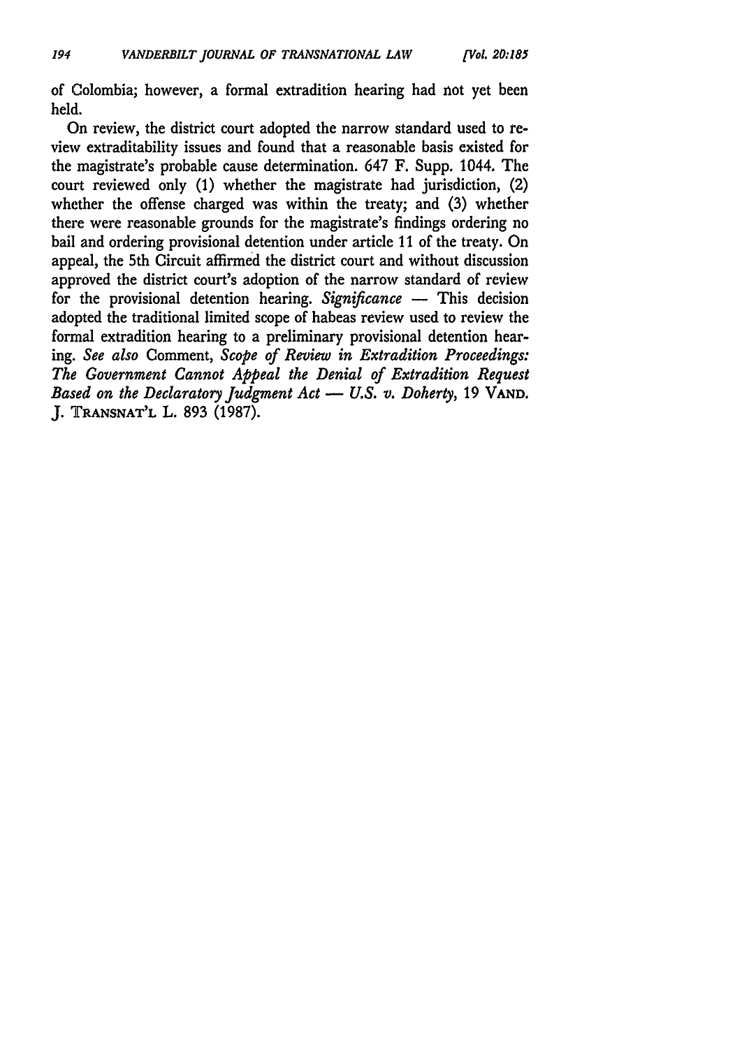of Colombia; however, a formal extradition hearing had not yet been held.

On review, the district court adopted the narrow standard used to review extraditability issues and found that a reasonable basis existed for the magistrate's probable cause determination. 647 F. Supp. 1044. The court reviewed only (1) whether the magistrate had jurisdiction, (2) whether the offense charged was within the treaty; and (3) whether there were reasonable grounds for the magistrate's findings ordering no bail and ordering provisional detention under article 11 of the treaty. On appeal, the 5th Circuit affirmed the district court and without discussion approved the district court's adoption of the narrow standard of review for the provisional detention hearing. *Significance* — This decision adopted the traditional limited scope of habeas review used to review the formal extradition hearing to a preliminary provisional detention hearing. *See also* Comment, *Scope of Review in Extradition Proceedings: The Government Cannot Appeal the Denial of Extradition Request Based on the Declaratory Judgment Act — U.S. v. Doherty*, 19 VAND. J. TRANSNAT'L L. 893 (1987).